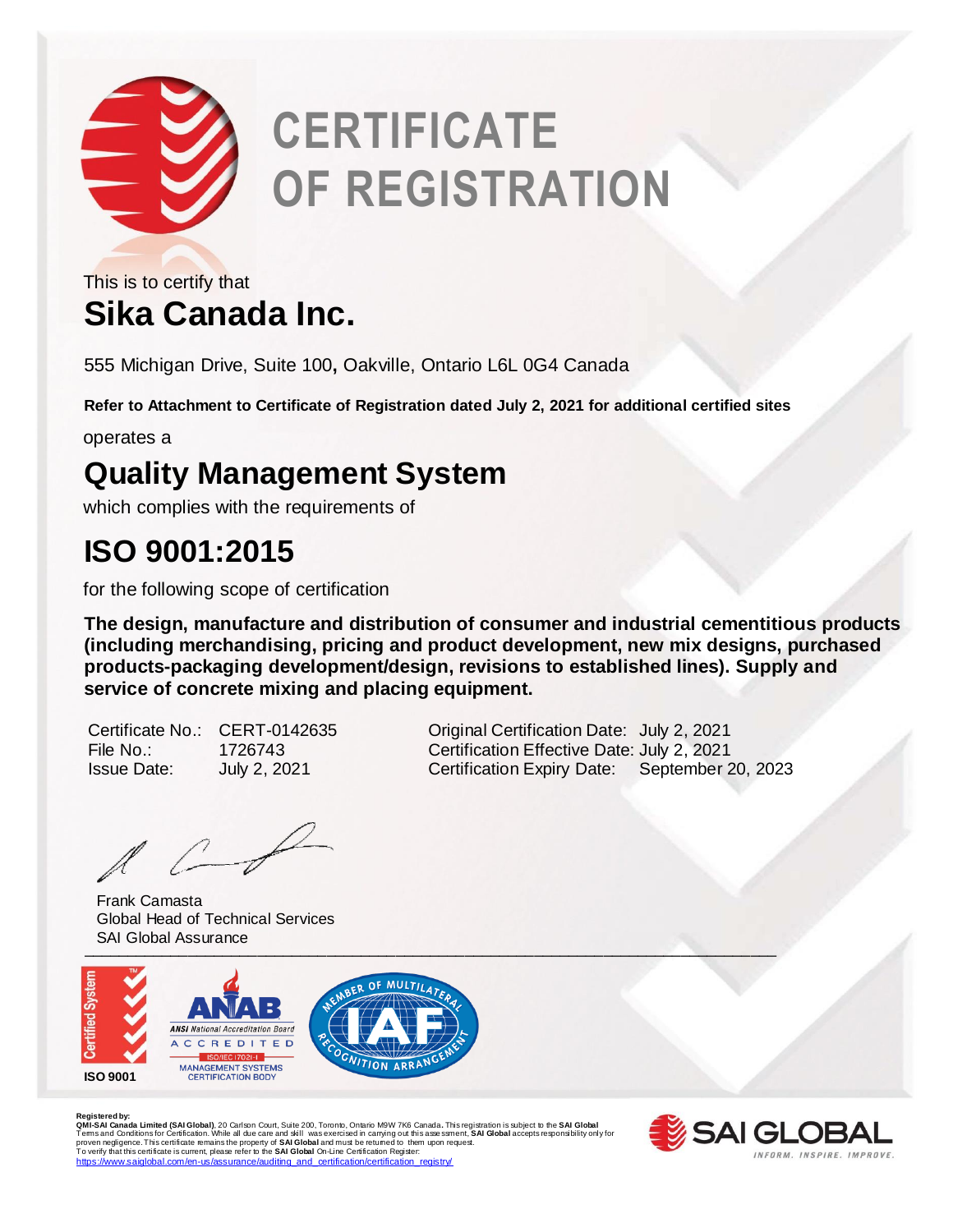# CERTIFICATE OF REGISTRATION

This is to certify that

## Sika Canada Inc.

555 Michigan Drive, Suite 100, Oakville, Ontario L6L 0G4 Canada

**Refer to Attachment to Certificate of Registration dated July 2, 2021 for additional certified sites**

operates a

## Quality Management System

which complies with the requirements of

## ISO 9001:2015

for the following scope of certification

**The design, manufacture and distribution of consumer and industrial cementitious products (including merchandising, pricing and product development, new mix designs, purchased products-packaging development/design, revisions to established lines). Supply and service of concrete mixing and placing equipment.**

| | | | |
|---|---|---|---|
| Certificate No.: | CERT-0142635 | Original Certification Date: | July 2, 2021 |
| File No.: | 1726743 | Certification Effective Date: | July 2, 2021 |
| Issue Date: | July 2, 2021 | Certification Expiry Date: | September 20, 2023 |

Frank Camasta
Global Head of Technical Services
SAI Global Assurance

Certified System
ISO 9001

ANAB ANSI National Accreditation Board ACCREDITED ISO/IEC 17021-1 MANAGEMENT SYSTEMS CERTIFICATION BODY

IAF MEMBER OF MULTILATERAL RECOGNITION ARRANGEMENT

Registered by:
**QMI-SAI Canada Limited (SAI Global)**, 20 Carlson Court, Suite 200, Toronto, Ontario M9W 7K6 Canada. This registration is subject to the **SAI Global** Terms and Conditions for Certification. While all due care and skill was exercised in carrying out this assessment, **SAI Global** accepts responsibility only for proven negligence. This certificate remains the property of **SAI Global** and must be returned to them upon request.
To verify that this certificate is current, please refer to the **SAI Global** On-Line Certification Register:
https://www.saiglobal.com/en-us/assurance/auditing_and_certification/certification_registry/

SAI GLOBAL
INFORM. INSPIRE. IMPROVE.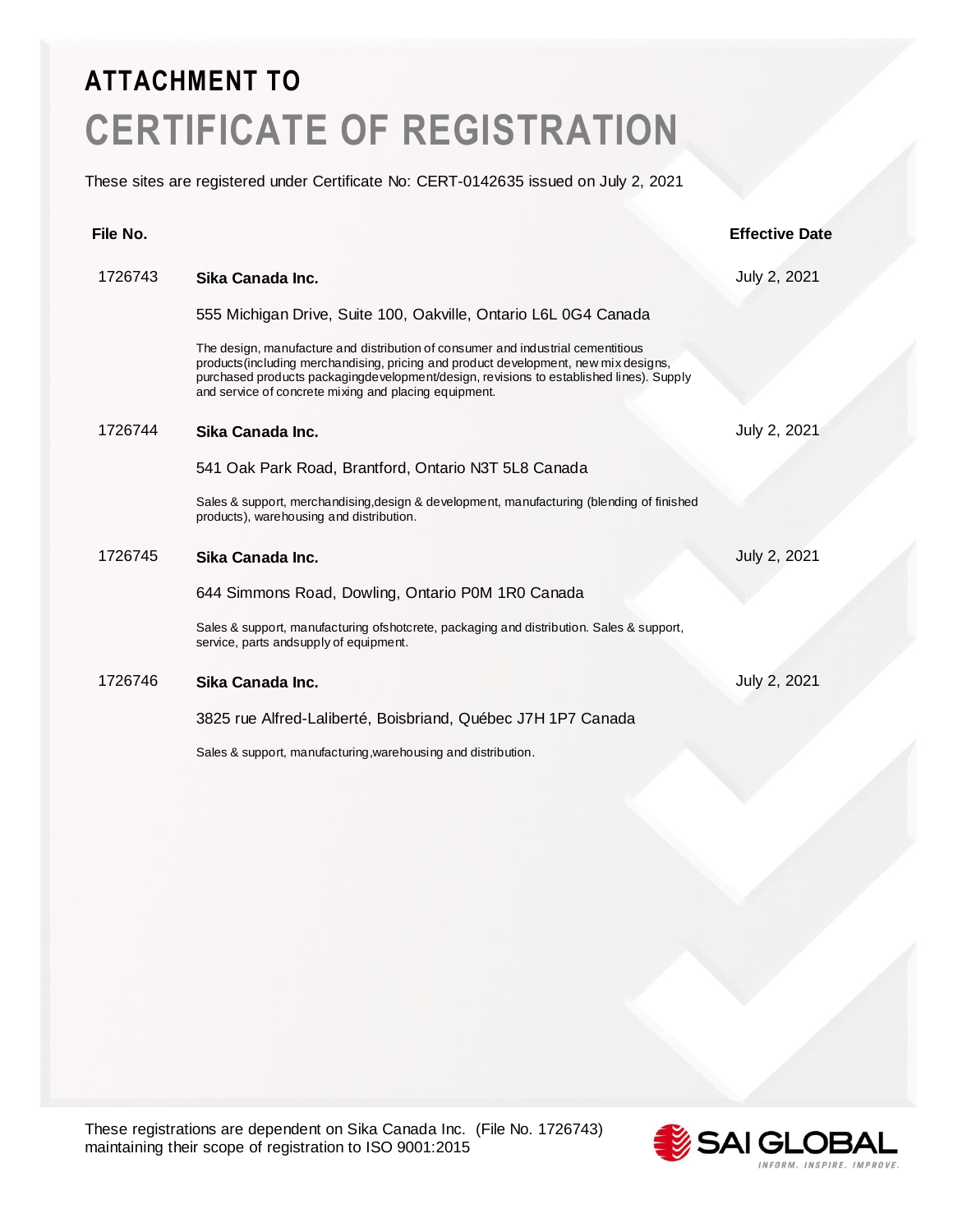# ATTACHMENT TO

# CERTIFICATE OF REGISTRATION

These sites are registered under Certificate No: CERT-0142635 issued on July 2, 2021

| File No. | | Effective Date |
|---|---|---|
| 1726743 | **Sika Canada Inc.**<br><br>555 Michigan Drive, Suite 100, Oakville, Ontario L6L 0G4 Canada<br><br>The design, manufacture and distribution of consumer and industrial cementitious products(including merchandising, pricing and product development, new mix designs, purchased products packagingdevelopment/design, revisions to established lines). Supply and service of concrete mixing and placing equipment. | July 2, 2021 |
| 1726744 | **Sika Canada Inc.**<br><br>541 Oak Park Road, Brantford, Ontario N3T 5L8 Canada<br><br>Sales & support, merchandising,design & development, manufacturing (blending of finished products), warehousing and distribution. | July 2, 2021 |
| 1726745 | **Sika Canada Inc.**<br><br>644 Simmons Road, Dowling, Ontario P0M 1R0 Canada<br><br>Sales & support, manufacturing ofshotcrete, packaging and distribution. Sales & support, service, parts andsupply of equipment. | July 2, 2021 |
| 1726746 | **Sika Canada Inc.**<br><br>3825 rue Alfred-Laliberté, Boisbriand, Québec J7H 1P7 Canada<br><br>Sales & support, manufacturing,warehousing and distribution. | July 2, 2021 |

These registrations are dependent on Sika Canada Inc. (File No. 1726743) maintaining their scope of registration to ISO 9001:2015

SAI GLOBAL

INFORM. INSPIRE. IMPROVE.